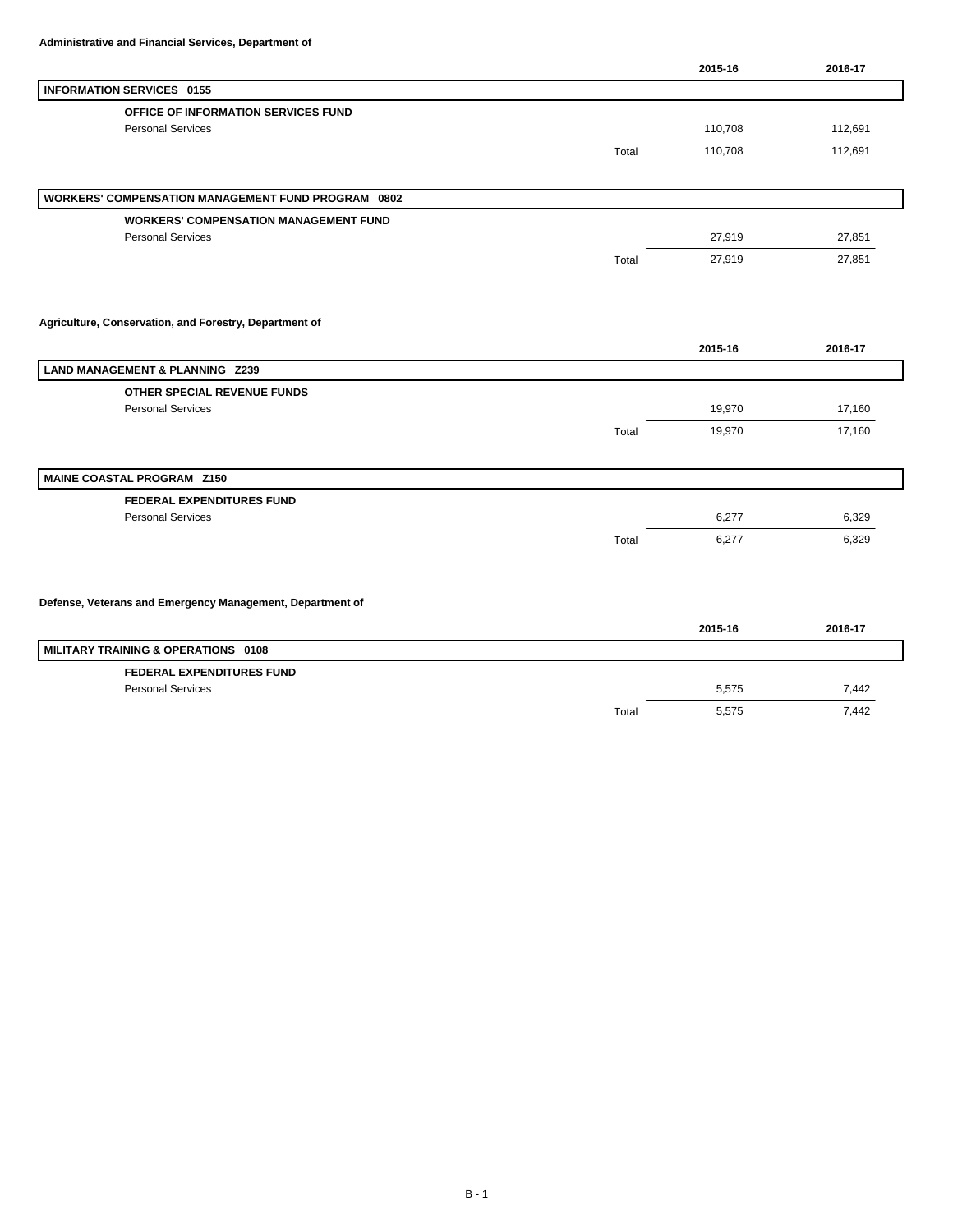**Administrative and Financial Services, Department of**

| | | 2015-16 | 2016-17 |
|---|---|---|---|
| **INFORMATION SERVICES 0155** | | | |
| **OFFICE OF INFORMATION SERVICES FUND** | | | |
| Personal Services | | 110,708 | 112,691 |
| | Total | 110,708 | 112,691 |
| **WORKERS' COMPENSATION MANAGEMENT FUND PROGRAM 0802** | | | |
| **WORKERS' COMPENSATION MANAGEMENT FUND** | | | |
| Personal Services | | 27,919 | 27,851 |
| | Total | 27,919 | 27,851 |

**Agriculture, Conservation, and Forestry, Department of**

| | | 2015-16 | 2016-17 |
|---|---|---|---|
| **LAND MANAGEMENT & PLANNING Z239** | | | |
| **OTHER SPECIAL REVENUE FUNDS** | | | |
| Personal Services | | 19,970 | 17,160 |
| | Total | 19,970 | 17,160 |
| **MAINE COASTAL PROGRAM Z150** | | | |
| **FEDERAL EXPENDITURES FUND** | | | |
| Personal Services | | 6,277 | 6,329 |
| | Total | 6,277 | 6,329 |

**Defense, Veterans and Emergency Management, Department of**

| | | 2015-16 | 2016-17 |
|---|---|---|---|
| **MILITARY TRAINING & OPERATIONS 0108** | | | |
| **FEDERAL EXPENDITURES FUND** | | | |
| Personal Services | | 5,575 | 7,442 |
| | Total | 5,575 | 7,442 |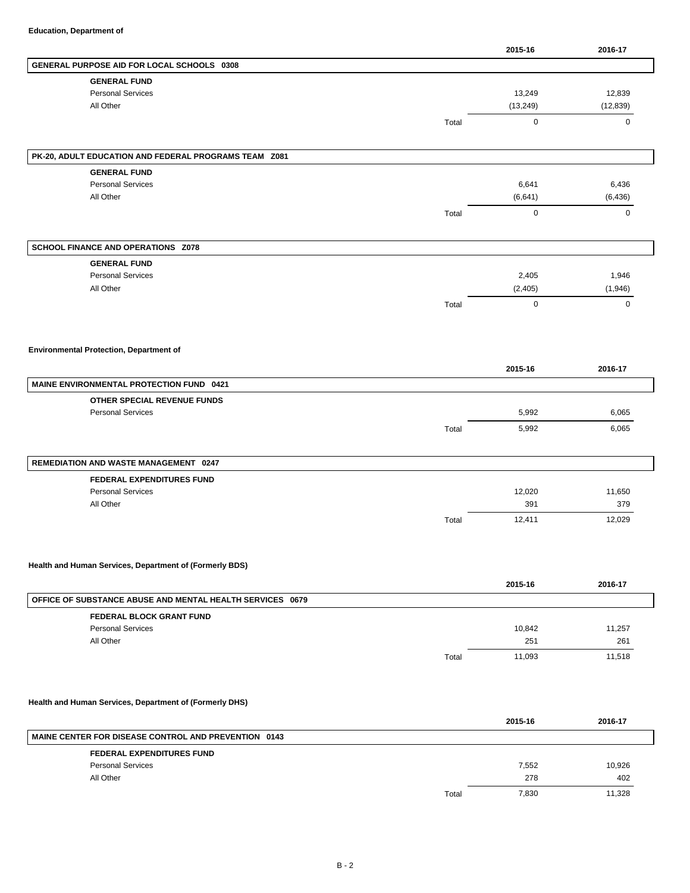**Education, Department of**

| | | 2015-16 | 2016-17 |
|---|---|---|---|
| **GENERAL PURPOSE AID FOR LOCAL SCHOOLS 0308** | | | |
| **GENERAL FUND** | | | |
| Personal Services | | 13,249 | 12,839 |
| All Other | | (13,249) | (12,839) |
| | Total | 0 | 0 |

| | | 2015-16 | 2016-17 |
|---|---|---|---|
| **PK-20, ADULT EDUCATION AND FEDERAL PROGRAMS TEAM Z081** | | | |
| **GENERAL FUND** | | | |
| Personal Services | | 6,641 | 6,436 |
| All Other | | (6,641) | (6,436) |
| | Total | 0 | 0 |

| | | 2015-16 | 2016-17 |
|---|---|---|---|
| **SCHOOL FINANCE AND OPERATIONS Z078** | | | |
| **GENERAL FUND** | | | |
| Personal Services | | 2,405 | 1,946 |
| All Other | | (2,405) | (1,946) |
| | Total | 0 | 0 |

**Environmental Protection, Department of**

| | | 2015-16 | 2016-17 |
|---|---|---|---|
| **MAINE ENVIRONMENTAL PROTECTION FUND 0421** | | | |
| **OTHER SPECIAL REVENUE FUNDS** | | | |
| Personal Services | | 5,992 | 6,065 |
| | Total | 5,992 | 6,065 |

| | | 2015-16 | 2016-17 |
|---|---|---|---|
| **REMEDIATION AND WASTE MANAGEMENT 0247** | | | |
| **FEDERAL EXPENDITURES FUND** | | | |
| Personal Services | | 12,020 | 11,650 |
| All Other | | 391 | 379 |
| | Total | 12,411 | 12,029 |

**Health and Human Services, Department of (Formerly BDS)**

| | | 2015-16 | 2016-17 |
|---|---|---|---|
| **OFFICE OF SUBSTANCE ABUSE AND MENTAL HEALTH SERVICES 0679** | | | |
| **FEDERAL BLOCK GRANT FUND** | | | |
| Personal Services | | 10,842 | 11,257 |
| All Other | | 251 | 261 |
| | Total | 11,093 | 11,518 |

**Health and Human Services, Department of (Formerly DHS)**

| | | 2015-16 | 2016-17 |
|---|---|---|---|
| **MAINE CENTER FOR DISEASE CONTROL AND PREVENTION 0143** | | | |
| **FEDERAL EXPENDITURES FUND** | | | |
| Personal Services | | 7,552 | 10,926 |
| All Other | | 278 | 402 |
| | Total | 7,830 | 11,328 |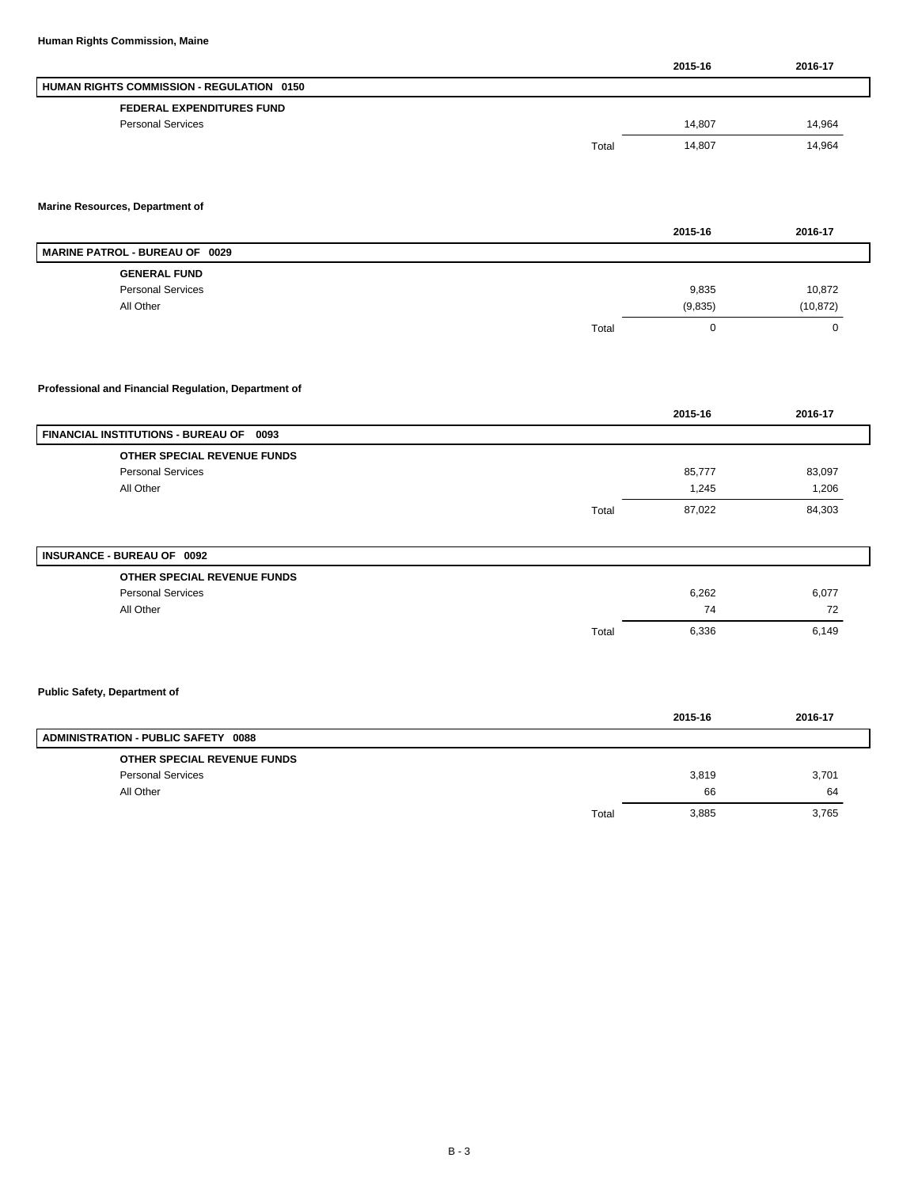**Human Rights Commission, Maine**

| | | 2015-16 | 2016-17 |
|---|---|---|---|
| **HUMAN RIGHTS COMMISSION - REGULATION 0150** | | | |
| **FEDERAL EXPENDITURES FUND** | | | |
| Personal Services | | 14,807 | 14,964 |
| | Total | 14,807 | 14,964 |

**Marine Resources, Department of**

| | | 2015-16 | 2016-17 |
|---|---|---|---|
| **MARINE PATROL - BUREAU OF 0029** | | | |
| **GENERAL FUND** | | | |
| Personal Services | | 9,835 | 10,872 |
| All Other | | (9,835) | (10,872) |
| | Total | 0 | 0 |

**Professional and Financial Regulation, Department of**

| | | 2015-16 | 2016-17 |
|---|---|---|---|
| **FINANCIAL INSTITUTIONS - BUREAU OF 0093** | | | |
| **OTHER SPECIAL REVENUE FUNDS** | | | |
| Personal Services | | 85,777 | 83,097 |
| All Other | | 1,245 | 1,206 |
| | Total | 87,022 | 84,303 |
| **INSURANCE - BUREAU OF 0092** | | | |
| **OTHER SPECIAL REVENUE FUNDS** | | | |
| Personal Services | | 6,262 | 6,077 |
| All Other | | 74 | 72 |
| | Total | 6,336 | 6,149 |

**Public Safety, Department of**

| | | 2015-16 | 2016-17 |
|---|---|---|---|
| **ADMINISTRATION - PUBLIC SAFETY 0088** | | | |
| **OTHER SPECIAL REVENUE FUNDS** | | | |
| Personal Services | | 3,819 | 3,701 |
| All Other | | 66 | 64 |
| | Total | 3,885 | 3,765 |